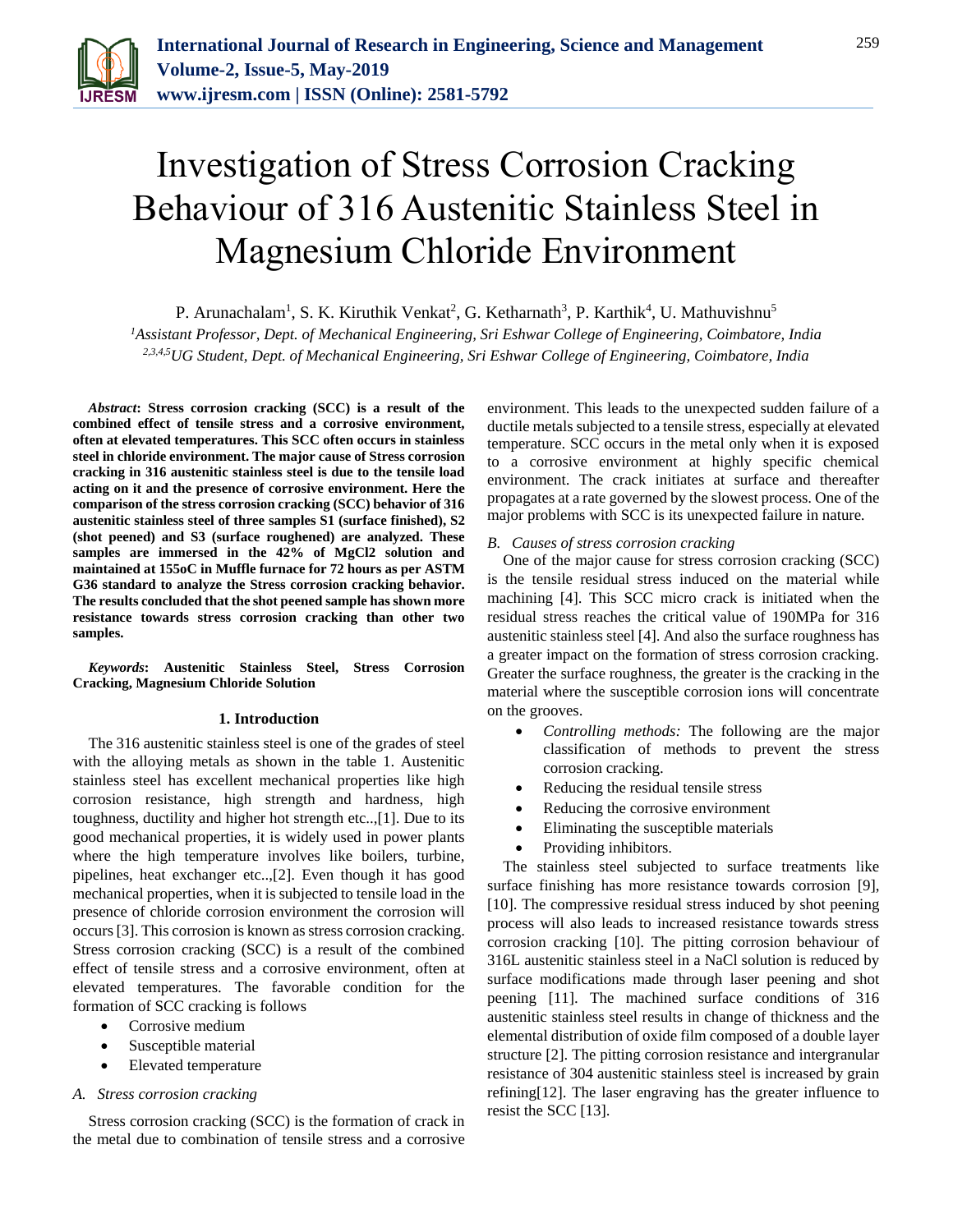# Investigation of Stress Corrosion Cracking Behaviour of 316 Austenitic Stainless Steel in Magnesium Chloride Environment

P. Arunachalam[1], S. K. Kiruthik Venkat[2], G. Ketharnath[3], P. Karthik[4], U. Mathuvishnu[5]

[1]*Assistant Professor, Dept. of Mechanical Engineering, Sri Eshwar College of Engineering, Coimbatore, India*
[2,3,4,5]*UG Student, Dept. of Mechanical Engineering, Sri Eshwar College of Engineering, Coimbatore, India*

***Abstract*: Stress corrosion cracking (SCC) is a result of the combined effect of tensile stress and a corrosive environment, often at elevated temperatures. This SCC often occurs in stainless steel in chloride environment. The major cause of Stress corrosion cracking in 316 austenitic stainless steel is due to the tensile load acting on it and the presence of corrosive environment. Here the comparison of the stress corrosion cracking (SCC) behavior of 316 austenitic stainless steel of three samples S1 (surface finished), S2 (shot peened) and S3 (surface roughened) are analyzed. These samples are immersed in the 42% of $MgCl_2$ solution and maintained at 155oC in Muffle furnace for 72 hours as per ASTM G36 standard to analyze the Stress corrosion cracking behavior. The results concluded that the shot peened sample has shown more resistance towards stress corrosion cracking than other two samples.**

***Keywords*: Austenitic Stainless Steel, Stress Corrosion Cracking, Magnesium Chloride Solution**

## 1. Introduction

The 316 austenitic stainless steel is one of the grades of steel with the alloying metals as shown in the table 1. Austenitic stainless steel has excellent mechanical properties like high corrosion resistance, high strength and hardness, high toughness, ductility and higher hot strength etc..,[1]. Due to its good mechanical properties, it is widely used in power plants where the high temperature involves like boilers, turbine, pipelines, heat exchanger etc..,[2]. Even though it has good mechanical properties, when it is subjected to tensile load in the presence of chloride corrosion environment the corrosion will occurs [3]. This corrosion is known as stress corrosion cracking. Stress corrosion cracking (SCC) is a result of the combined effect of tensile stress and a corrosive environment, often at elevated temperatures. The favorable condition for the formation of SCC cracking is follows

- Corrosive medium
- Susceptible material
- Elevated temperature

### *A. Stress corrosion cracking*

Stress corrosion cracking (SCC) is the formation of crack in the metal due to combination of tensile stress and a corrosive environment. This leads to the unexpected sudden failure of a ductile metals subjected to a tensile stress, especially at elevated temperature. SCC occurs in the metal only when it is exposed to a corrosive environment at highly specific chemical environment. The crack initiates at surface and thereafter propagates at a rate governed by the slowest process. One of the major problems with SCC is its unexpected failure in nature.

### *B. Causes of stress corrosion cracking*

One of the major cause for stress corrosion cracking (SCC) is the tensile residual stress induced on the material while machining [4]. This SCC micro crack is initiated when the residual stress reaches the critical value of 190MPa for 316 austenitic stainless steel [4]. And also the surface roughness has a greater impact on the formation of stress corrosion cracking. Greater the surface roughness, the greater is the cracking in the material where the susceptible corrosion ions will concentrate on the grooves.

- *Controlling methods:* The following are the major classification of methods to prevent the stress corrosion cracking.
- Reducing the residual tensile stress
- Reducing the corrosive environment
- Eliminating the susceptible materials
- Providing inhibitors.

The stainless steel subjected to surface treatments like surface finishing has more resistance towards corrosion [9], [10]. The compressive residual stress induced by shot peening process will also leads to increased resistance towards stress corrosion cracking [10]. The pitting corrosion behaviour of 316L austenitic stainless steel in a NaCl solution is reduced by surface modifications made through laser peening and shot peening [11]. The machined surface conditions of 316 austenitic stainless steel results in change of thickness and the elemental distribution of oxide film composed of a double layer structure [2]. The pitting corrosion resistance and intergranular resistance of 304 austenitic stainless steel is increased by grain refining[12]. The laser engraving has the greater influence to resist the SCC [13].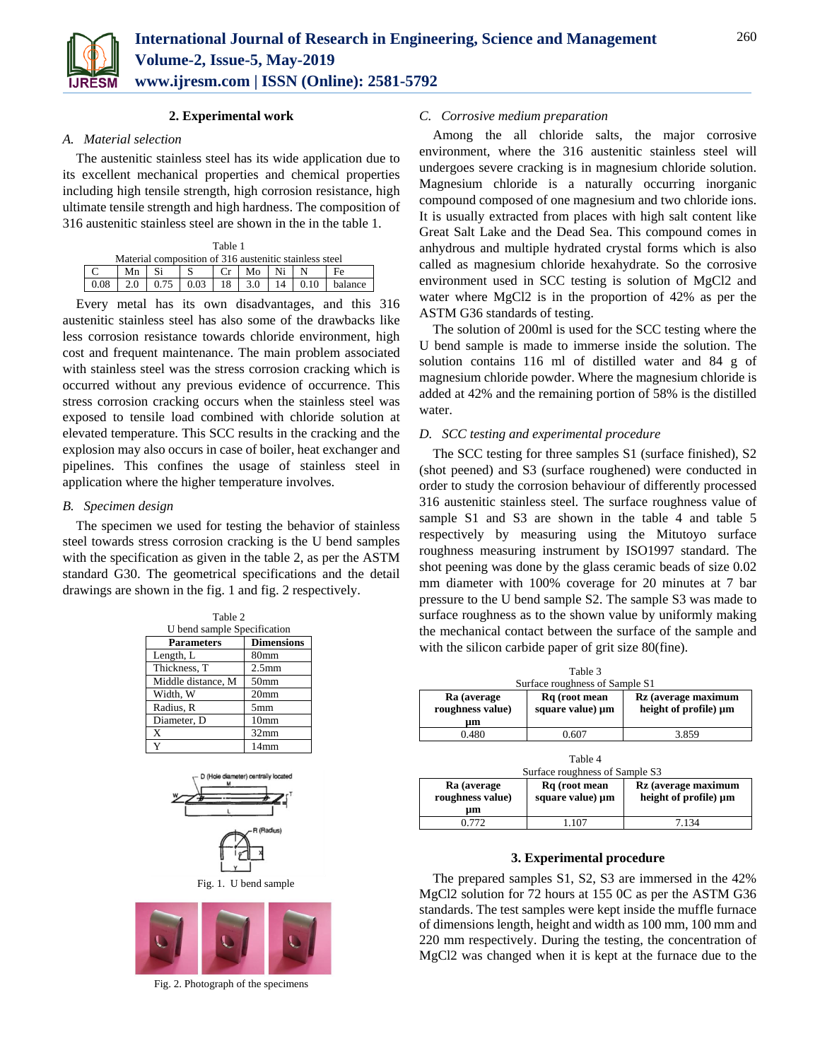## 2. Experimental work

### *A. Material selection*

The austenitic stainless steel has its wide application due to its excellent mechanical properties and chemical properties including high tensile strength, high corrosion resistance, high ultimate tensile strength and high hardness. The composition of 316 austenitic stainless steel are shown in the the in the table 1.

Table 1
Material composition of 316 austenitic stainless steel

| C | Mn | Si | S | Cr | Mo | Ni | N | Fe |
|---|---|---|---|---|---|---|---|---|
| 0.08 | 2.0 | 0.75 | 0.03 | 18 | 3.0 | 14 | 0.10 | balance |

Every metal has its own disadvantages, and this 316 austenitic stainless steel has also some of the drawbacks like less corrosion resistance towards chloride environment, high cost and frequent maintenance. The main problem associated with stainless steel was the stress corrosion cracking which is occurred without any previous evidence of occurrence. This stress corrosion cracking occurs when the stainless steel was exposed to tensile load combined with chloride solution at elevated temperature. This SCC results in the cracking and the explosion may also occurs in case of boiler, heat exchanger and pipelines. This confines the usage of stainless steel in application where the higher temperature involves.

### *B. Specimen design*

The specimen we used for testing the behavior of stainless steel towards stress corrosion cracking is the U bend samples with the specification as given in the table 2, as per the ASTM standard G30. The geometrical specifications and the detail drawings are shown in the fig. 1 and fig. 2 respectively.

Table 2
U bend sample Specification

| Parameters | Dimensions |
|---|---|
| Length, L | 80mm |
| Thickness, T | 2.5mm |
| Middle distance, M | 50mm |
| Width, W | 20mm |
| Radius, R | 5mm |
| Diameter, D | 10mm |
| X | 32mm |
| Y | 14mm |

Fig. 1. U bend sample

Fig. 2. Photograph of the specimens

### *C. Corrosive medium preparation*

Among the all chloride salts, the major corrosive environment, where the 316 austenitic stainless steel will undergoes severe cracking is in magnesium chloride solution. Magnesium chloride is a naturally occurring inorganic compound composed of one magnesium and two chloride ions. It is usually extracted from places with high salt content like Great Salt Lake and the Dead Sea. This compound comes in anhydrous and multiple hydrated crystal forms which is also called as magnesium chloride hexahydrate. So the corrosive environment used in SCC testing is solution of $MgCl_2$ and water where $MgCl_2$ is in the proportion of 42% as per the ASTM G36 standards of testing.

The solution of 200ml is used for the SCC testing where the U bend sample is made to immerse inside the solution. The solution contains 116 ml of distilled water and 84 g of magnesium chloride powder. Where the magnesium chloride is added at 42% and the remaining portion of 58% is the distilled water.

### *D. SCC testing and experimental procedure*

The SCC testing for three samples S1 (surface finished), S2 (shot peened) and S3 (surface roughened) were conducted in order to study the corrosion behaviour of differently processed 316 austenitic stainless steel. The surface roughness value of sample S1 and S3 are shown in the table 4 and table 5 respectively by measuring using the Mitutoyo surface roughness measuring instrument by ISO1997 standard. The shot peening was done by the glass ceramic beads of size 0.02 mm diameter with 100% coverage for 20 minutes at 7 bar pressure to the U bend sample S2. The sample S3 was made to surface roughness as to the shown value by uniformly making the mechanical contact between the surface of the sample and with the silicon carbide paper of grit size 80(fine).

Table 3
Surface roughness of Sample S1

| Ra (average roughness value) µm | Rq (root mean square value) µm | Rz (average maximum height of profile) µm |
|---|---|---|
| 0.480 | 0.607 | 3.859 |

Table 4
Surface roughness of Sample S3

| Ra (average roughness value) µm | Rq (root mean square value) µm | Rz (average maximum height of profile) µm |
|---|---|---|
| 0.772 | 1.107 | 7.134 |

## 3. Experimental procedure

The prepared samples S1, S2, S3 are immersed in the 42% $MgCl_2$ solution for 72 hours at 155 0C as per the ASTM G36 standards. The test samples were kept inside the muffle furnace of dimensions length, height and width as 100 mm, 100 mm and 220 mm respectively. During the testing, the concentration of $MgCl_2$ was changed when it is kept at the furnace due to the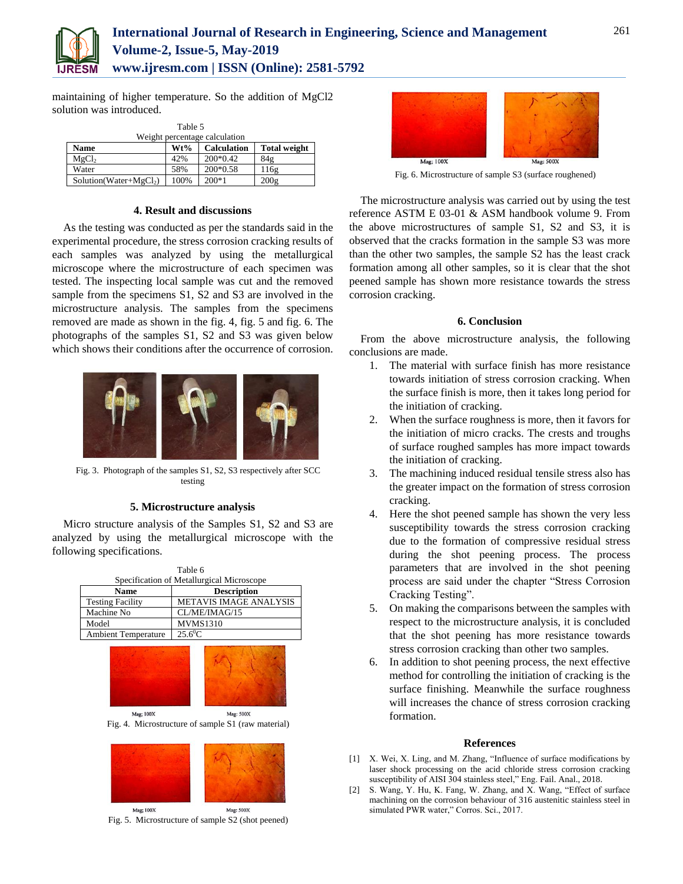maintaining of higher temperature. So the addition of MgCl2 solution was introduced.

Table 5
Weight percentage calculation

| Name | Wt% | Calculation | Total weight |
|---|---|---|---|
| $MgCl_2$ | 42% | 200*0.42 | 84g |
| Water | 58% | 200*0.58 | 116g |
| Solution(Water+$MgCl_2$) | 100% | 200*1 | 200g |

## 4. Result and discussions

As the testing was conducted as per the standards said in the experimental procedure, the stress corrosion cracking results of each samples was analyzed by using the metallurgical microscope where the microstructure of each specimen was tested. The inspecting local sample was cut and the removed sample from the specimens S1, S2 and S3 are involved in the microstructure analysis. The samples from the specimens removed are made as shown in the fig. 4, fig. 5 and fig. 6. The photographs of the samples S1, S2 and S3 was given below which shows their conditions after the occurrence of corrosion.

Fig. 3. Photograph of the samples S1, S2, S3 respectively after SCC testing

## 5. Microstructure analysis

Micro structure analysis of the Samples S1, S2 and S3 are analyzed by using the metallurgical microscope with the following specifications.

Table 6
Specification of Metallurgical Microscope

| Name | Description |
|---|---|
| Testing Facility | METAVIS IMAGE ANALYSIS |
| Machine No | CL/ME/IMAG/15 |
| Model | MVMS1310 |
| Ambient Temperature | $25.6^0$C |

Mag; 100X Mag: 500X

Fig. 4. Microstructure of sample S1 (raw material)

Mag; 100X Mag: 500X

Fig. 5. Microstructure of sample S2 (shot peened)

Mag; 100X Mag: 500X

Fig. 6. Microstructure of sample S3 (surface roughened)

The microstructure analysis was carried out by using the test reference ASTM E 03-01 & ASM handbook volume 9. From the above microstructures of sample S1, S2 and S3, it is observed that the cracks formation in the sample S3 was more than the other two samples, the sample S2 has the least crack formation among all other samples, so it is clear that the shot peened sample has shown more resistance towards the stress corrosion cracking.

## 6. Conclusion

From the above microstructure analysis, the following conclusions are made.

1. The material with surface finish has more resistance towards initiation of stress corrosion cracking. When the surface finish is more, then it takes long period for the initiation of cracking.
2. When the surface roughness is more, then it favors for the initiation of micro cracks. The crests and troughs of surface roughed samples has more impact towards the initiation of cracking.
3. The machining induced residual tensile stress also has the greater impact on the formation of stress corrosion cracking.
4. Here the shot peened sample has shown the very less susceptibility towards the stress corrosion cracking due to the formation of compressive residual stress during the shot peening process. The process parameters that are involved in the shot peening process are said under the chapter "Stress Corrosion Cracking Testing".
5. On making the comparisons between the samples with respect to the microstructure analysis, it is concluded that the shot peening has more resistance towards stress corrosion cracking than other two samples.
6. In addition to shot peening process, the next effective method for controlling the initiation of cracking is the surface finishing. Meanwhile the surface roughness will increases the chance of stress corrosion cracking formation.

## References

[1] X. Wei, X. Ling, and M. Zhang, "Influence of surface modifications by laser shock processing on the acid chloride stress corrosion cracking susceptibility of AISI 304 stainless steel," Eng. Fail. Anal., 2018.

[2] S. Wang, Y. Hu, K. Fang, W. Zhang, and X. Wang, "Effect of surface machining on the corrosion behaviour of 316 austenitic stainless steel in simulated PWR water," Corros. Sci., 2017.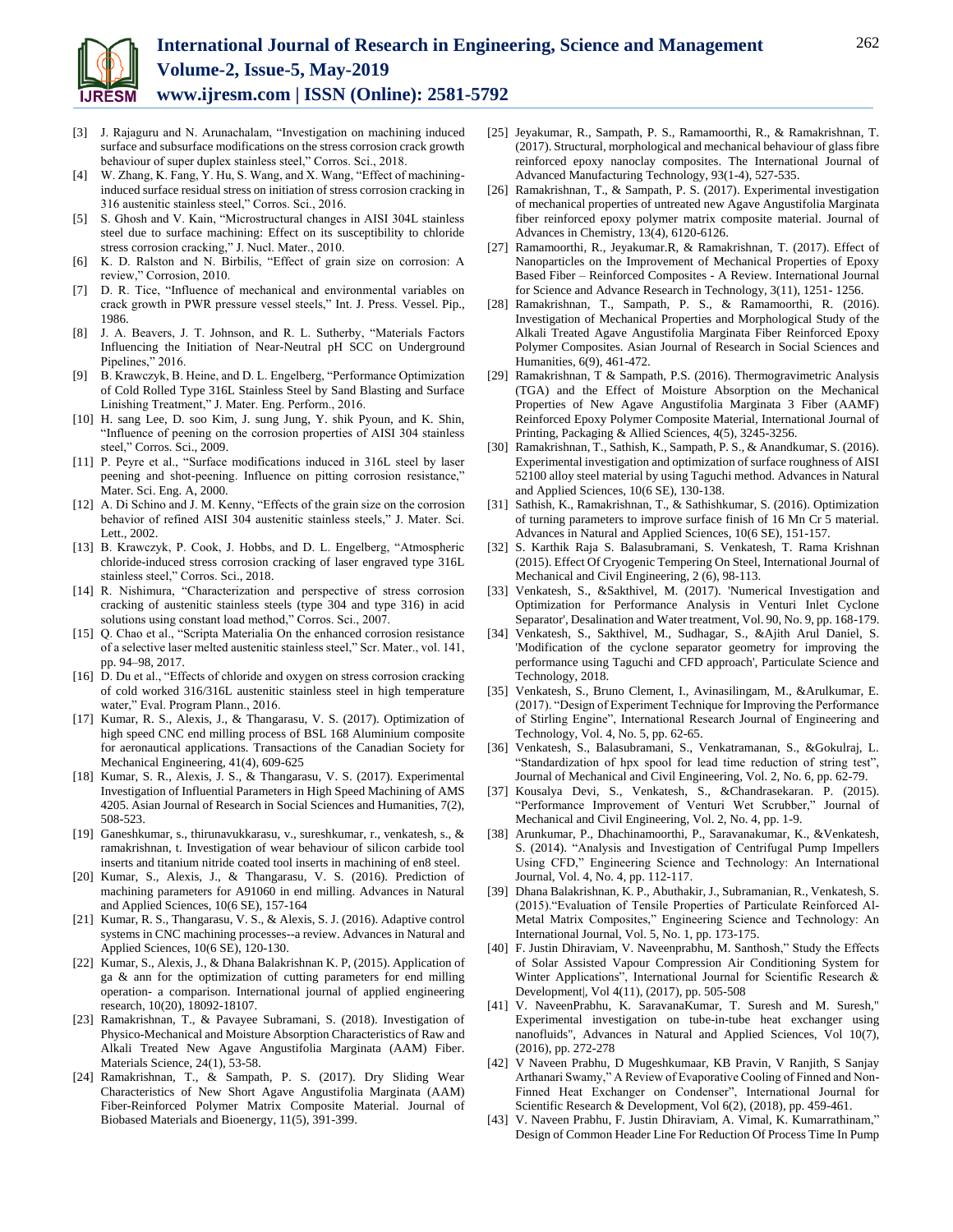[3] J. Rajaguru and N. Arunachalam, "Investigation on machining induced surface and subsurface modifications on the stress corrosion crack growth behaviour of super duplex stainless steel," Corros. Sci., 2018.

[4] W. Zhang, K. Fang, Y. Hu, S. Wang, and X. Wang, "Effect of machining-induced surface residual stress on initiation of stress corrosion cracking in 316 austenitic stainless steel," Corros. Sci., 2016.

[5] S. Ghosh and V. Kain, "Microstructural changes in AISI 304L stainless steel due to surface machining: Effect on its susceptibility to chloride stress corrosion cracking," J. Nucl. Mater., 2010.

[6] K. D. Ralston and N. Birbilis, "Effect of grain size on corrosion: A review," Corrosion, 2010.

[7] D. R. Tice, "Influence of mechanical and environmental variables on crack growth in PWR pressure vessel steels," Int. J. Press. Vessel. Pip., 1986.

[8] J. A. Beavers, J. T. Johnson, and R. L. Sutherby, "Materials Factors Influencing the Initiation of Near-Neutral pH SCC on Underground Pipelines," 2016.

[9] B. Krawczyk, B. Heine, and D. L. Engelberg, "Performance Optimization of Cold Rolled Type 316L Stainless Steel by Sand Blasting and Surface Linishing Treatment," J. Mater. Eng. Perform., 2016.

[10] H. sang Lee, D. soo Kim, J. sung Jung, Y. shik Pyoun, and K. Shin, "Influence of peening on the corrosion properties of AISI 304 stainless steel," Corros. Sci., 2009.

[11] P. Peyre et al., "Surface modifications induced in 316L steel by laser peening and shot-peening. Influence on pitting corrosion resistance," Mater. Sci. Eng. A, 2000.

[12] A. Di Schino and J. M. Kenny, "Effects of the grain size on the corrosion behavior of refined AISI 304 austenitic stainless steels," J. Mater. Sci. Lett., 2002.

[13] B. Krawczyk, P. Cook, J. Hobbs, and D. L. Engelberg, "Atmospheric chloride-induced stress corrosion cracking of laser engraved type 316L stainless steel," Corros. Sci., 2018.

[14] R. Nishimura, "Characterization and perspective of stress corrosion cracking of austenitic stainless steels (type 304 and type 316) in acid solutions using constant load method," Corros. Sci., 2007.

[15] Q. Chao et al., "Scripta Materialia On the enhanced corrosion resistance of a selective laser melted austenitic stainless steel," Scr. Mater., vol. 141, pp. 94–98, 2017.

[16] D. Du et al., "Effects of chloride and oxygen on stress corrosion cracking of cold worked 316/316L austenitic stainless steel in high temperature water," Eval. Program Plann., 2016.

[17] Kumar, R. S., Alexis, J., & Thangarasu, V. S. (2017). Optimization of high speed CNC end milling process of BSL 168 Aluminium composite for aeronautical applications. Transactions of the Canadian Society for Mechanical Engineering, 41(4), 609-625

[18] Kumar, S. R., Alexis, J. S., & Thangarasu, V. S. (2017). Experimental Investigation of Influential Parameters in High Speed Machining of AMS 4205. Asian Journal of Research in Social Sciences and Humanities, 7(2), 508-523.

[19] Ganeshkumar, s., thirunavukkarasu, v., sureshkumar, r., venkatesh, s., & ramakrishnan, t. Investigation of wear behaviour of silicon carbide tool inserts and titanium nitride coated tool inserts in machining of en8 steel.

[20] Kumar, S., Alexis, J., & Thangarasu, V. S. (2016). Prediction of machining parameters for A91060 in end milling. Advances in Natural and Applied Sciences, 10(6 SE), 157-164

[21] Kumar, R. S., Thangarasu, V. S., & Alexis, S. J. (2016). Adaptive control systems in CNC machining processes--a review. Advances in Natural and Applied Sciences, 10(6 SE), 120-130.

[22] Kumar, S., Alexis, J., & Dhana Balakrishnan K. P, (2015). Application of ga & ann for the optimization of cutting parameters for end milling operation- a comparison. International journal of applied engineering research, 10(20), 18092-18107.

[23] Ramakrishnan, T., & Pavayee Subramani, S. (2018). Investigation of Physico-Mechanical and Moisture Absorption Characteristics of Raw and Alkali Treated New Agave Angustifolia Marginata (AAM) Fiber. Materials Science, 24(1), 53-58.

[24] Ramakrishnan, T., & Sampath, P. S. (2017). Dry Sliding Wear Characteristics of New Short Agave Angustifolia Marginata (AAM) Fiber-Reinforced Polymer Matrix Composite Material. Journal of Biobased Materials and Bioenergy, 11(5), 391-399.

[25] Jeyakumar, R., Sampath, P. S., Ramamoorthi, R., & Ramakrishnan, T. (2017). Structural, morphological and mechanical behaviour of glass fibre reinforced epoxy nanoclay composites. The International Journal of Advanced Manufacturing Technology, 93(1-4), 527-535.

[26] Ramakrishnan, T., & Sampath, P. S. (2017). Experimental investigation of mechanical properties of untreated new Agave Angustifolia Marginata fiber reinforced epoxy polymer matrix composite material. Journal of Advances in Chemistry, 13(4), 6120-6126.

[27] Ramamoorthi, R., Jeyakumar.R, & Ramakrishnan, T. (2017). Effect of Nanoparticles on the Improvement of Mechanical Properties of Epoxy Based Fiber – Reinforced Composites - A Review. International Journal for Science and Advance Research in Technology, 3(11), 1251- 1256.

[28] Ramakrishnan, T., Sampath, P. S., & Ramamoorthi, R. (2016). Investigation of Mechanical Properties and Morphological Study of the Alkali Treated Agave Angustifolia Marginata Fiber Reinforced Epoxy Polymer Composites. Asian Journal of Research in Social Sciences and Humanities, 6(9), 461-472.

[29] Ramakrishnan, T & Sampath, P.S. (2016). Thermogravimetric Analysis (TGA) and the Effect of Moisture Absorption on the Mechanical Properties of New Agave Angustifolia Marginata 3 Fiber (AAMF) Reinforced Epoxy Polymer Composite Material, International Journal of Printing, Packaging & Allied Sciences, 4(5), 3245-3256.

[30] Ramakrishnan, T., Sathish, K., Sampath, P. S., & Anandkumar, S. (2016). Experimental investigation and optimization of surface roughness of AISI 52100 alloy steel material by using Taguchi method. Advances in Natural and Applied Sciences, 10(6 SE), 130-138.

[31] Sathish, K., Ramakrishnan, T., & Sathishkumar, S. (2016). Optimization of turning parameters to improve surface finish of 16 Mn Cr 5 material. Advances in Natural and Applied Sciences, 10(6 SE), 151-157.

[32] S. Karthik Raja S. Balasubramani, S. Venkatesh, T. Rama Krishnan (2015). Effect Of Cryogenic Tempering On Steel, International Journal of Mechanical and Civil Engineering, 2 (6), 98-113.

[33] Venkatesh, S., &Sakthivel, M. (2017). 'Numerical Investigation and Optimization for Performance Analysis in Venturi Inlet Cyclone Separator', Desalination and Water treatment, Vol. 90, No. 9, pp. 168-179.

[34] Venkatesh, S., Sakthivel, M., Sudhagar, S., &Ajith Arul Daniel, S. 'Modification of the cyclone separator geometry for improving the performance using Taguchi and CFD approach', Particulate Science and Technology, 2018.

[35] Venkatesh, S., Bruno Clement, I., Avinasilingam, M., &Arulkumar, E. (2017). "Design of Experiment Technique for Improving the Performance of Stirling Engine", International Research Journal of Engineering and Technology, Vol. 4, No. 5, pp. 62-65.

[36] Venkatesh, S., Balasubramani, S., Venkatramanan, S., &Gokulraj, L. "Standardization of hpx spool for lead time reduction of string test", Journal of Mechanical and Civil Engineering, Vol. 2, No. 6, pp. 62-79.

[37] Kousalya Devi, S., Venkatesh, S., &Chandrasekaran. P. (2015). "Performance Improvement of Venturi Wet Scrubber," Journal of Mechanical and Civil Engineering, Vol. 2, No. 4, pp. 1-9.

[38] Arunkumar, P., Dhachinamoorthi, P., Saravanakumar, K., &Venkatesh, S. (2014). "Analysis and Investigation of Centrifugal Pump Impellers Using CFD," Engineering Science and Technology: An International Journal, Vol. 4, No. 4, pp. 112-117.

[39] Dhana Balakrishnan, K. P., Abuthakir, J., Subramanian, R., Venkatesh, S. (2015)."Evaluation of Tensile Properties of Particulate Reinforced Al-Metal Matrix Composites," Engineering Science and Technology: An International Journal, Vol. 5, No. 1, pp. 173-175.

[40] F. Justin Dhiraviam, V. Naveenprabhu, M. Santhosh," Study the Effects of Solar Assisted Vapour Compression Air Conditioning System for Winter Applications", International Journal for Scientific Research & Development|, Vol 4(11), (2017), pp. 505-508

[41] V. NaveenPrabhu, K. SaravanaKumar, T. Suresh and M. Suresh," Experimental investigation on tube-in-tube heat exchanger using nanofluids", Advances in Natural and Applied Sciences, Vol 10(7), (2016), pp. 272-278

[42] V Naveen Prabhu, D Mugeshkumaar, KB Pravin, V Ranjith, S Sanjay Arthanari Swamy," A Review of Evaporative Cooling of Finned and Non-Finned Heat Exchanger on Condenser", International Journal for Scientific Research & Development, Vol 6(2), (2018), pp. 459-461.

[43] V. Naveen Prabhu, F. Justin Dhiraviam, A. Vimal, K. Kumarrathinam," Design of Common Header Line For Reduction Of Process Time In Pump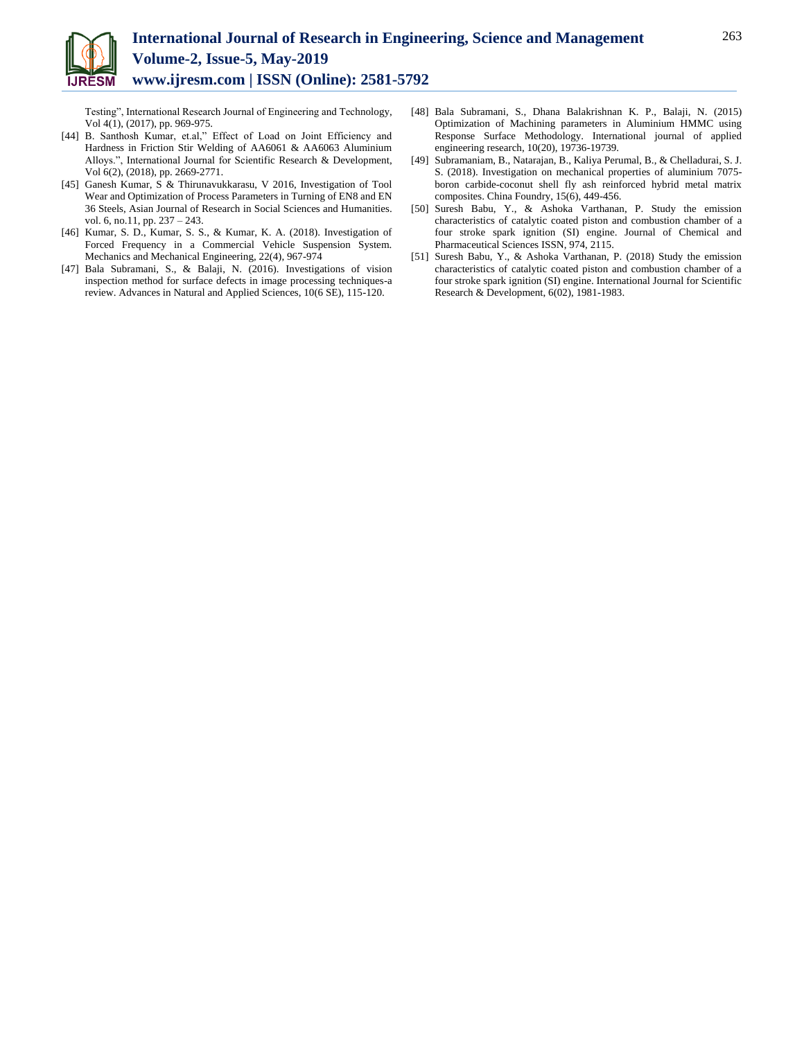Testing", International Research Journal of Engineering and Technology, Vol 4(1), (2017), pp. 969-975.

[44] B. Santhosh Kumar, et.al," Effect of Load on Joint Efficiency and Hardness in Friction Stir Welding of AA6061 & AA6063 Aluminium Alloys.", International Journal for Scientific Research & Development, Vol 6(2), (2018), pp. 2669-2771.

[45] Ganesh Kumar, S & Thirunavukkarasu, V 2016, Investigation of Tool Wear and Optimization of Process Parameters in Turning of EN8 and EN 36 Steels, Asian Journal of Research in Social Sciences and Humanities. vol. 6, no.11, pp. 237 – 243.

[46] Kumar, S. D., Kumar, S. S., & Kumar, K. A. (2018). Investigation of Forced Frequency in a Commercial Vehicle Suspension System. Mechanics and Mechanical Engineering, 22(4), 967-974

[47] Bala Subramani, S., & Balaji, N. (2016). Investigations of vision inspection method for surface defects in image processing techniques-a review. Advances in Natural and Applied Sciences, 10(6 SE), 115-120.

[48] Bala Subramani, S., Dhana Balakrishnan K. P., Balaji, N. (2015) Optimization of Machining parameters in Aluminium HMMC using Response Surface Methodology. International journal of applied engineering research, 10(20), 19736-19739.

[49] Subramaniam, B., Natarajan, B., Kaliya Perumal, B., & Chelladurai, S. J. S. (2018). Investigation on mechanical properties of aluminium 7075-boron carbide-coconut shell fly ash reinforced hybrid metal matrix composites. China Foundry, 15(6), 449-456.

[50] Suresh Babu, Y., & Ashoka Varthanan, P. Study the emission characteristics of catalytic coated piston and combustion chamber of a four stroke spark ignition (SI) engine. Journal of Chemical and Pharmaceutical Sciences ISSN, 974, 2115.

[51] Suresh Babu, Y., & Ashoka Varthanan, P. (2018) Study the emission characteristics of catalytic coated piston and combustion chamber of a four stroke spark ignition (SI) engine. International Journal for Scientific Research & Development, 6(02), 1981-1983.